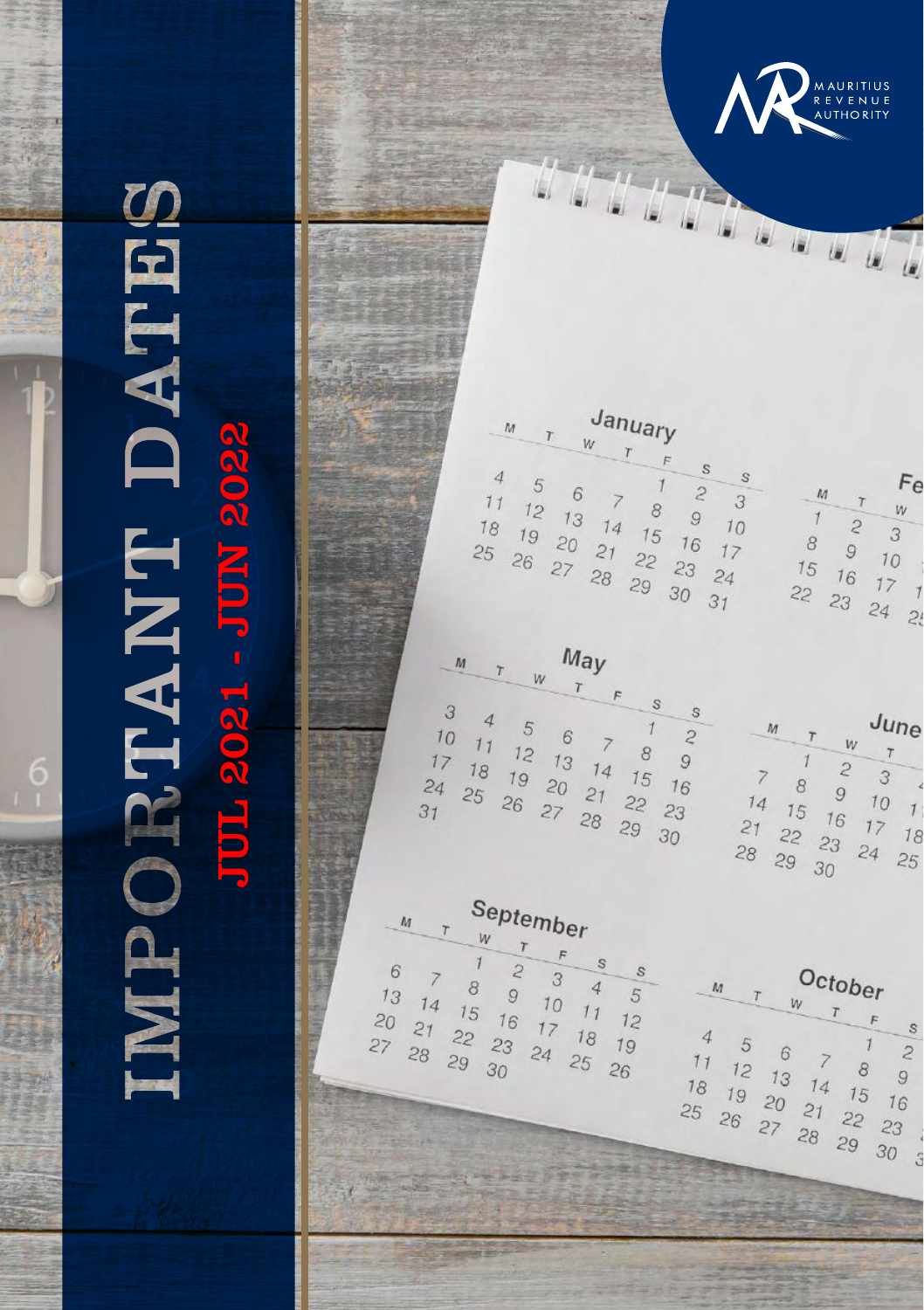MAURITIUS REVENUE AUTHORITY

# IMPORTANT DATES

## JUL 2021 - JUN 2022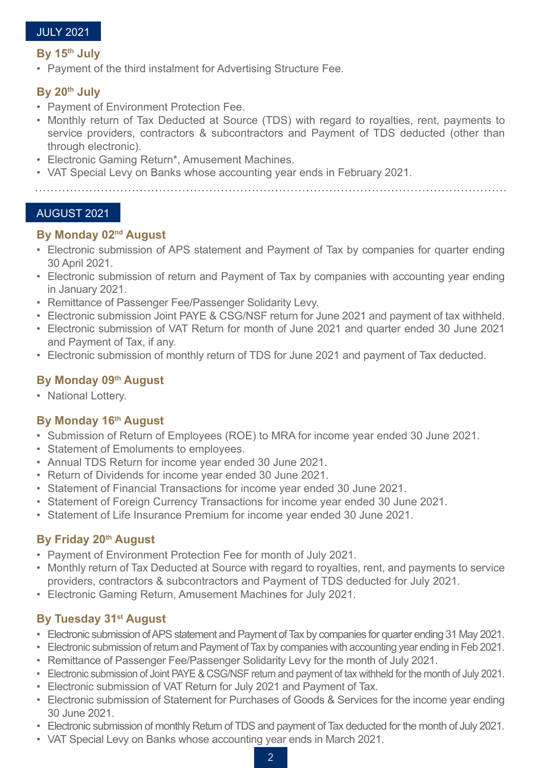## JULY 2021

### By 15th July

- Payment of the third instalment for Advertising Structure Fee.

### By 20th July

- Payment of Environment Protection Fee.
- Monthly return of Tax Deducted at Source (TDS) with regard to royalties, rent, payments to service providers, contractors & subcontractors and Payment of TDS deducted (other than through electronic).
- Electronic Gaming Return*, Amusement Machines.
- VAT Special Levy on Banks whose accounting year ends in February 2021.

## AUGUST 2021

### By Monday 02nd August

- Electronic submission of APS statement and Payment of Tax by companies for quarter ending 30 April 2021.
- Electronic submission of return and Payment of Tax by companies with accounting year ending in January 2021.
- Remittance of Passenger Fee/Passenger Solidarity Levy.
- Electronic submission Joint PAYE & CSG/NSF return for June 2021 and payment of tax withheld.
- Electronic submission of VAT Return for month of June 2021 and quarter ended 30 June 2021 and Payment of Tax, if any.
- Electronic submission of monthly return of TDS for June 2021 and payment of Tax deducted.

### By Monday 09th August

- National Lottery.

### By Monday 16th August

- Submission of Return of Employees (ROE) to MRA for income year ended 30 June 2021.
- Statement of Emoluments to employees.
- Annual TDS Return for income year ended 30 June 2021.
- Return of Dividends for income year ended 30 June 2021.
- Statement of Financial Transactions for income year ended 30 June 2021.
- Statement of Foreign Currency Transactions for income year ended 30 June 2021.
- Statement of Life Insurance Premium for income year ended 30 June 2021.

### By Friday 20th August

- Payment of Environment Protection Fee for month of July 2021.
- Monthly return of Tax Deducted at Source with regard to royalties, rent, and payments to service providers, contractors & subcontractors and Payment of TDS deducted for July 2021.
- Electronic Gaming Return, Amusement Machines for July 2021.

### By Tuesday 31st August

- Electronic submission of APS statement and Payment of Tax by companies for quarter ending 31 May 2021.
- Electronic submission of return and Payment of Tax by companies with accounting year ending in Feb 2021.
- Remittance of Passenger Fee/Passenger Solidarity Levy for the month of July 2021.
- Electronic submission of Joint PAYE & CSG/NSF return and payment of tax withheld for the month of July 2021.
- Electronic submission of VAT Return for July 2021 and Payment of Tax.
- Electronic submission of Statement for Purchases of Goods & Services for the income year ending 30 June 2021.
- Electronic submission of monthly Return of TDS and payment of Tax deducted for the month of July 2021.
- VAT Special Levy on Banks whose accounting year ends in March 2021.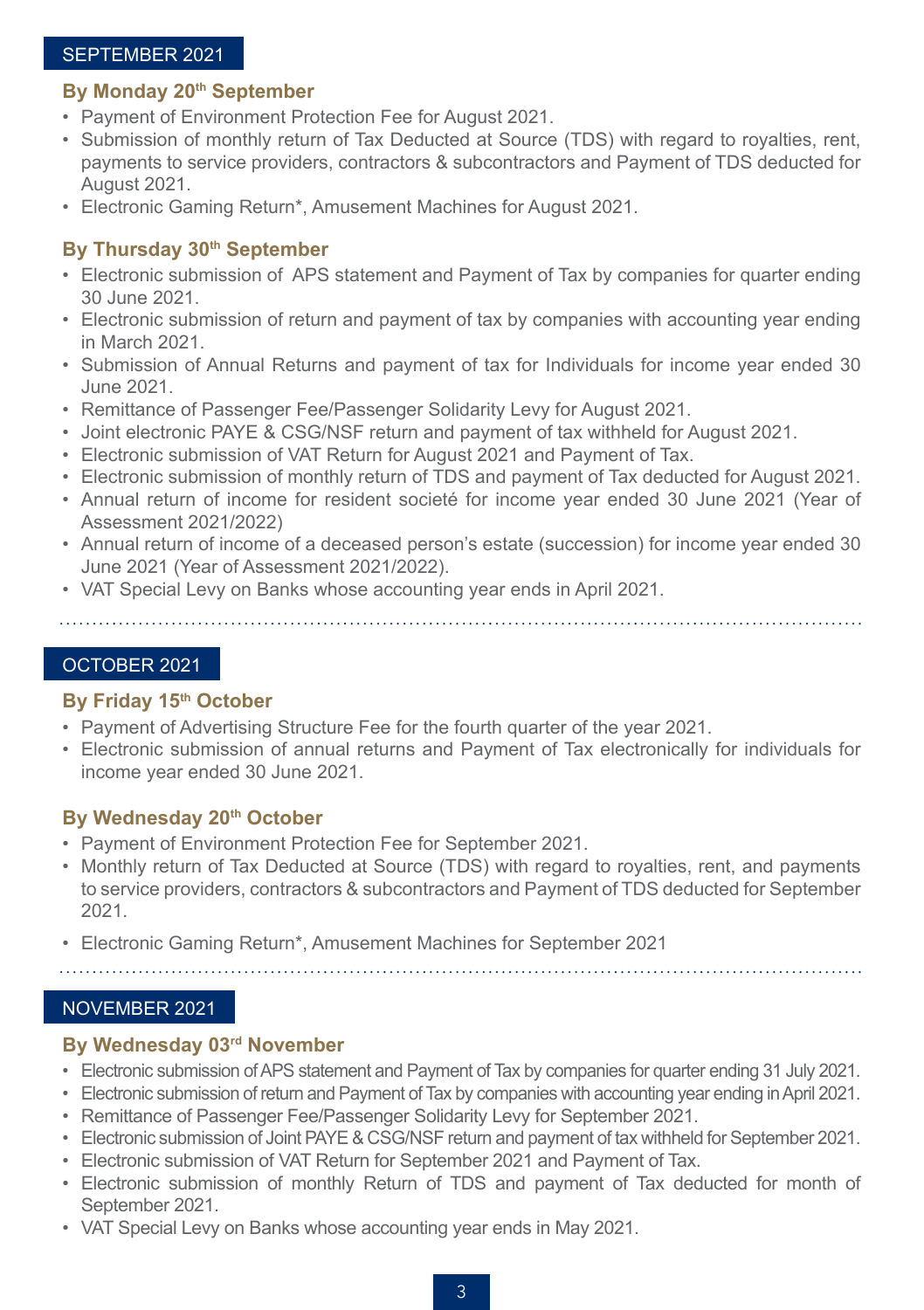## SEPTEMBER 2021

### By Monday 20th September

- Payment of Environment Protection Fee for August 2021.
- Submission of monthly return of Tax Deducted at Source (TDS) with regard to royalties, rent, payments to service providers, contractors & subcontractors and Payment of TDS deducted for August 2021.
- Electronic Gaming Return*, Amusement Machines for August 2021.

### By Thursday 30th September

- Electronic submission of APS statement and Payment of Tax by companies for quarter ending 30 June 2021.
- Electronic submission of return and payment of tax by companies with accounting year ending in March 2021.
- Submission of Annual Returns and payment of tax for Individuals for income year ended 30 June 2021.
- Remittance of Passenger Fee/Passenger Solidarity Levy for August 2021.
- Joint electronic PAYE & CSG/NSF return and payment of tax withheld for August 2021.
- Electronic submission of VAT Return for August 2021 and Payment of Tax.
- Electronic submission of monthly return of TDS and payment of Tax deducted for August 2021.
- Annual return of income for resident societé for income year ended 30 June 2021 (Year of Assessment 2021/2022)
- Annual return of income of a deceased person's estate (succession) for income year ended 30 June 2021 (Year of Assessment 2021/2022).
- VAT Special Levy on Banks whose accounting year ends in April 2021.

## OCTOBER 2021

### By Friday 15th October

- Payment of Advertising Structure Fee for the fourth quarter of the year 2021.
- Electronic submission of annual returns and Payment of Tax electronically for individuals for income year ended 30 June 2021.

### By Wednesday 20th October

- Payment of Environment Protection Fee for September 2021.
- Monthly return of Tax Deducted at Source (TDS) with regard to royalties, rent, and payments to service providers, contractors & subcontractors and Payment of TDS deducted for September 2021.
- Electronic Gaming Return*, Amusement Machines for September 2021

## NOVEMBER 2021

### By Wednesday 03rd November

- Electronic submission of APS statement and Payment of Tax by companies for quarter ending 31 July 2021.
- Electronic submission of return and Payment of Tax by companies with accounting year ending in April 2021.
- Remittance of Passenger Fee/Passenger Solidarity Levy for September 2021.
- Electronic submission of Joint PAYE & CSG/NSF return and payment of tax withheld for September 2021.
- Electronic submission of VAT Return for September 2021 and Payment of Tax.
- Electronic submission of monthly Return of TDS and payment of Tax deducted for month of September 2021.
- VAT Special Levy on Banks whose accounting year ends in May 2021.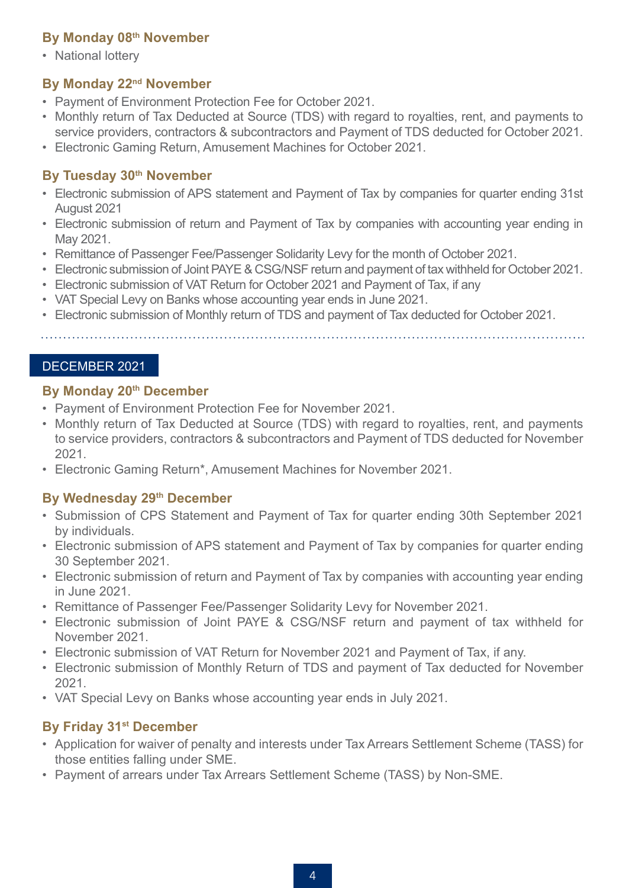### By Monday 08th November

- National lottery

### By Monday 22nd November

- Payment of Environment Protection Fee for October 2021.
- Monthly return of Tax Deducted at Source (TDS) with regard to royalties, rent, and payments to service providers, contractors & subcontractors and Payment of TDS deducted for October 2021.
- Electronic Gaming Return, Amusement Machines for October 2021.

### By Tuesday 30th November

- Electronic submission of APS statement and Payment of Tax by companies for quarter ending 31st August 2021
- Electronic submission of return and Payment of Tax by companies with accounting year ending in May 2021.
- Remittance of Passenger Fee/Passenger Solidarity Levy for the month of October 2021.
- Electronic submission of Joint PAYE & CSG/NSF return and payment of tax withheld for October 2021.
- Electronic submission of VAT Return for October 2021 and Payment of Tax, if any
- VAT Special Levy on Banks whose accounting year ends in June 2021.
- Electronic submission of Monthly return of TDS and payment of Tax deducted for October 2021.

## DECEMBER 2021

### By Monday 20th December

- Payment of Environment Protection Fee for November 2021.
- Monthly return of Tax Deducted at Source (TDS) with regard to royalties, rent, and payments to service providers, contractors & subcontractors and Payment of TDS deducted for November 2021.
- Electronic Gaming Return*, Amusement Machines for November 2021.

### By Wednesday 29th December

- Submission of CPS Statement and Payment of Tax for quarter ending 30th September 2021 by individuals.
- Electronic submission of APS statement and Payment of Tax by companies for quarter ending 30 September 2021.
- Electronic submission of return and Payment of Tax by companies with accounting year ending in June 2021.
- Remittance of Passenger Fee/Passenger Solidarity Levy for November 2021.
- Electronic submission of Joint PAYE & CSG/NSF return and payment of tax withheld for November 2021.
- Electronic submission of VAT Return for November 2021 and Payment of Tax, if any.
- Electronic submission of Monthly Return of TDS and payment of Tax deducted for November 2021.
- VAT Special Levy on Banks whose accounting year ends in July 2021.

### By Friday 31st December

- Application for waiver of penalty and interests under Tax Arrears Settlement Scheme (TASS) for those entities falling under SME.
- Payment of arrears under Tax Arrears Settlement Scheme (TASS) by Non-SME.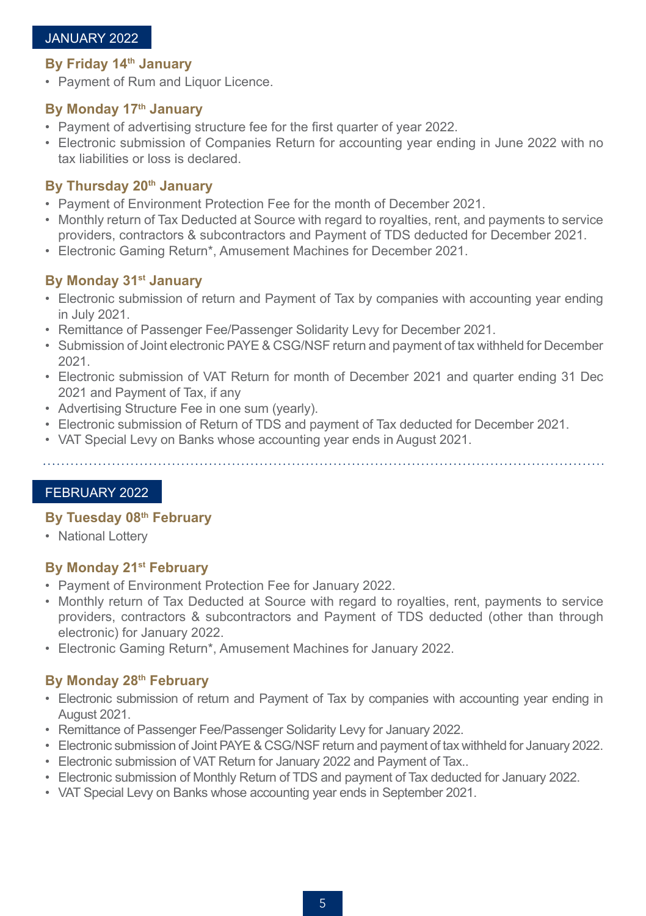## JANUARY 2022

### By Friday 14th January

- Payment of Rum and Liquor Licence.

### By Monday 17th January

- Payment of advertising structure fee for the first quarter of year 2022.
- Electronic submission of Companies Return for accounting year ending in June 2022 with no tax liabilities or loss is declared.

### By Thursday 20th January

- Payment of Environment Protection Fee for the month of December 2021.
- Monthly return of Tax Deducted at Source with regard to royalties, rent, and payments to service providers, contractors & subcontractors and Payment of TDS deducted for December 2021.
- Electronic Gaming Return*, Amusement Machines for December 2021.

### By Monday 31st January

- Electronic submission of return and Payment of Tax by companies with accounting year ending in July 2021.
- Remittance of Passenger Fee/Passenger Solidarity Levy for December 2021.
- Submission of Joint electronic PAYE & CSG/NSF return and payment of tax withheld for December 2021.
- Electronic submission of VAT Return for month of December 2021 and quarter ending 31 Dec 2021 and Payment of Tax, if any
- Advertising Structure Fee in one sum (yearly).
- Electronic submission of Return of TDS and payment of Tax deducted for December 2021.
- VAT Special Levy on Banks whose accounting year ends in August 2021.

---

## FEBRUARY 2022

### By Tuesday 08th February

- National Lottery

### By Monday 21st February

- Payment of Environment Protection Fee for January 2022.
- Monthly return of Tax Deducted at Source with regard to royalties, rent, payments to service providers, contractors & subcontractors and Payment of TDS deducted (other than through electronic) for January 2022.
- Electronic Gaming Return*, Amusement Machines for January 2022.

### By Monday 28th February

- Electronic submission of return and Payment of Tax by companies with accounting year ending in August 2021.
- Remittance of Passenger Fee/Passenger Solidarity Levy for January 2022.
- Electronic submission of Joint PAYE & CSG/NSF return and payment of tax withheld for January 2022.
- Electronic submission of VAT Return for January 2022 and Payment of Tax..
- Electronic submission of Monthly Return of TDS and payment of Tax deducted for January 2022.
- VAT Special Levy on Banks whose accounting year ends in September 2021.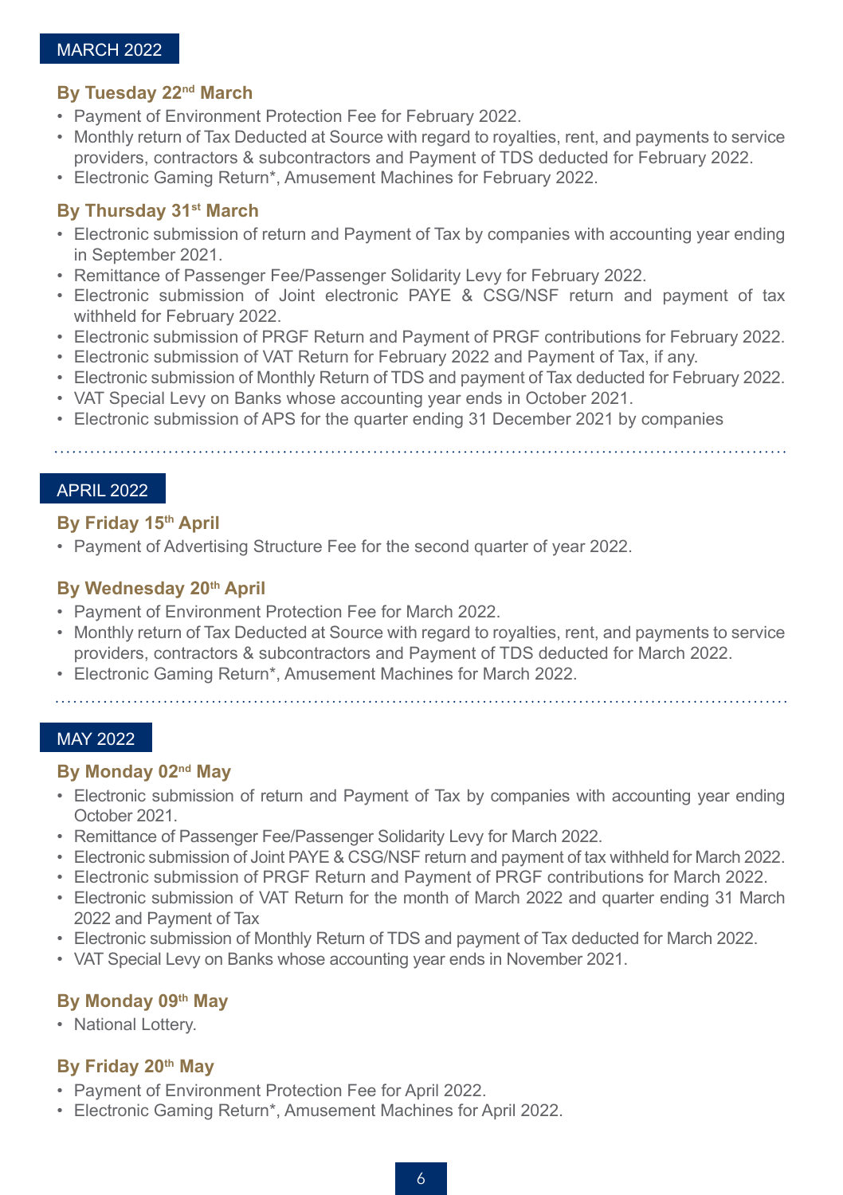## MARCH 2022

### By Tuesday 22nd March

- Payment of Environment Protection Fee for February 2022.
- Monthly return of Tax Deducted at Source with regard to royalties, rent, and payments to service providers, contractors & subcontractors and Payment of TDS deducted for February 2022.
- Electronic Gaming Return*, Amusement Machines for February 2022.

### By Thursday 31st March

- Electronic submission of return and Payment of Tax by companies with accounting year ending in September 2021.
- Remittance of Passenger Fee/Passenger Solidarity Levy for February 2022.
- Electronic submission of Joint electronic PAYE & CSG/NSF return and payment of tax withheld for February 2022.
- Electronic submission of PRGF Return and Payment of PRGF contributions for February 2022.
- Electronic submission of VAT Return for February 2022 and Payment of Tax, if any.
- Electronic submission of Monthly Return of TDS and payment of Tax deducted for February 2022.
- VAT Special Levy on Banks whose accounting year ends in October 2021.
- Electronic submission of APS for the quarter ending 31 December 2021 by companies

## APRIL 2022

### By Friday 15th April

- Payment of Advertising Structure Fee for the second quarter of year 2022.

### By Wednesday 20th April

- Payment of Environment Protection Fee for March 2022.
- Monthly return of Tax Deducted at Source with regard to royalties, rent, and payments to service providers, contractors & subcontractors and Payment of TDS deducted for March 2022.
- Electronic Gaming Return*, Amusement Machines for March 2022.

## MAY 2022

### By Monday 02nd May

- Electronic submission of return and Payment of Tax by companies with accounting year ending October 2021.
- Remittance of Passenger Fee/Passenger Solidarity Levy for March 2022.
- Electronic submission of Joint PAYE & CSG/NSF return and payment of tax withheld for March 2022.
- Electronic submission of PRGF Return and Payment of PRGF contributions for March 2022.
- Electronic submission of VAT Return for the month of March 2022 and quarter ending 31 March 2022 and Payment of Tax
- Electronic submission of Monthly Return of TDS and payment of Tax deducted for March 2022.
- VAT Special Levy on Banks whose accounting year ends in November 2021.

### By Monday 09th May

- National Lottery.

### By Friday 20th May

- Payment of Environment Protection Fee for April 2022.
- Electronic Gaming Return*, Amusement Machines for April 2022.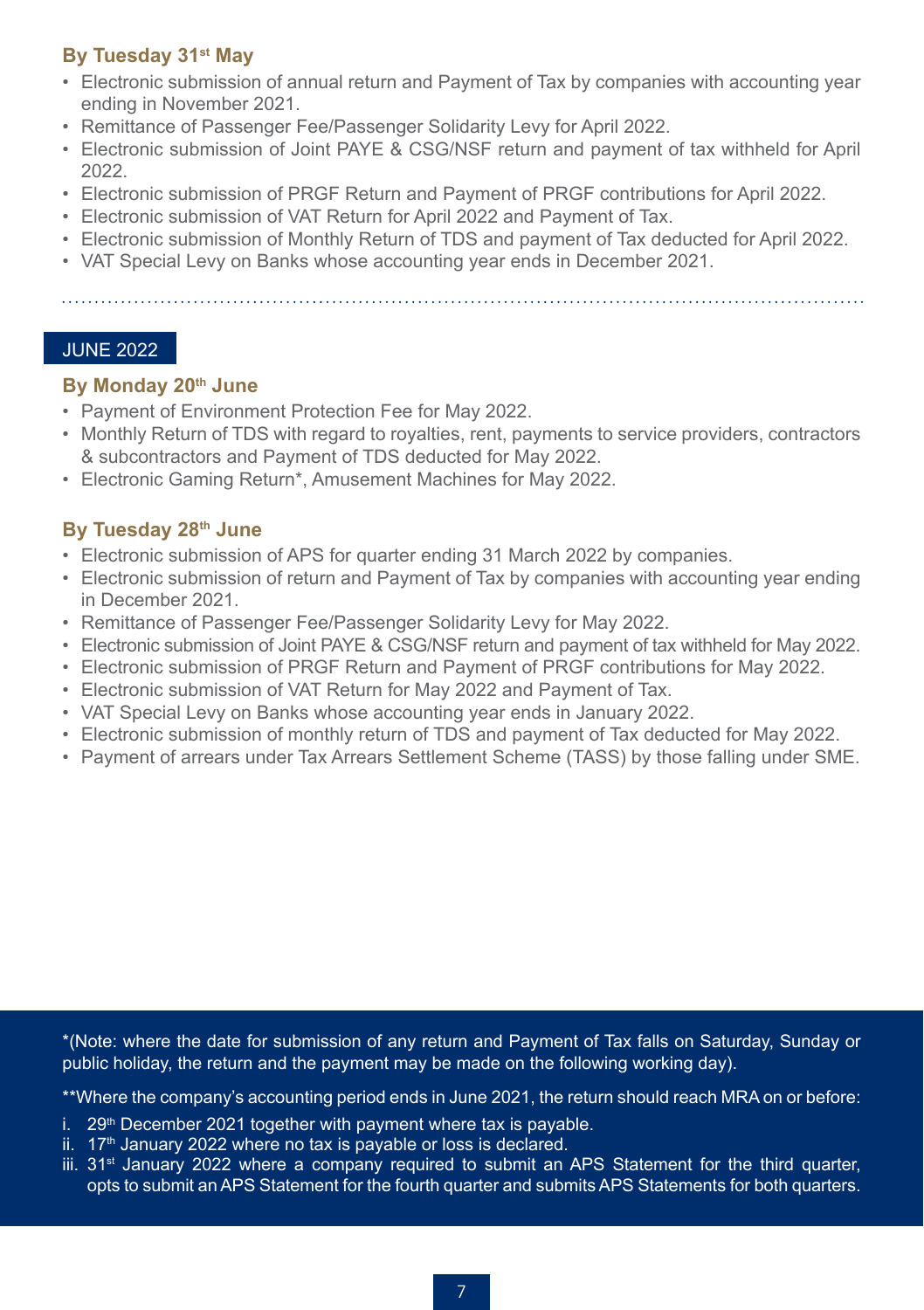### By Tuesday 31st May

- Electronic submission of annual return and Payment of Tax by companies with accounting year ending in November 2021.
- Remittance of Passenger Fee/Passenger Solidarity Levy for April 2022.
- Electronic submission of Joint PAYE & CSG/NSF return and payment of tax withheld for April 2022.
- Electronic submission of PRGF Return and Payment of PRGF contributions for April 2022.
- Electronic submission of VAT Return for April 2022 and Payment of Tax.
- Electronic submission of Monthly Return of TDS and payment of Tax deducted for April 2022.
- VAT Special Levy on Banks whose accounting year ends in December 2021.

## JUNE 2022

### By Monday 20th June

- Payment of Environment Protection Fee for May 2022.
- Monthly Return of TDS with regard to royalties, rent, payments to service providers, contractors & subcontractors and Payment of TDS deducted for May 2022.
- Electronic Gaming Return*, Amusement Machines for May 2022.

### By Tuesday 28th June

- Electronic submission of APS for quarter ending 31 March 2022 by companies.
- Electronic submission of return and Payment of Tax by companies with accounting year ending in December 2021.
- Remittance of Passenger Fee/Passenger Solidarity Levy for May 2022.
- Electronic submission of Joint PAYE & CSG/NSF return and payment of tax withheld for May 2022.
- Electronic submission of PRGF Return and Payment of PRGF contributions for May 2022.
- Electronic submission of VAT Return for May 2022 and Payment of Tax.
- VAT Special Levy on Banks whose accounting year ends in January 2022.
- Electronic submission of monthly return of TDS and payment of Tax deducted for May 2022.
- Payment of arrears under Tax Arrears Settlement Scheme (TASS) by those falling under SME.

*(Note: where the date for submission of any return and Payment of Tax falls on Saturday, Sunday or public holiday, the return and the payment may be made on the following working day).

**Where the company's accounting period ends in June 2021, the return should reach MRA on or before:

i. 29th December 2021 together with payment where tax is payable.
ii. 17th January 2022 where no tax is payable or loss is declared.
iii. 31st January 2022 where a company required to submit an APS Statement for the third quarter, opts to submit an APS Statement for the fourth quarter and submits APS Statements for both quarters.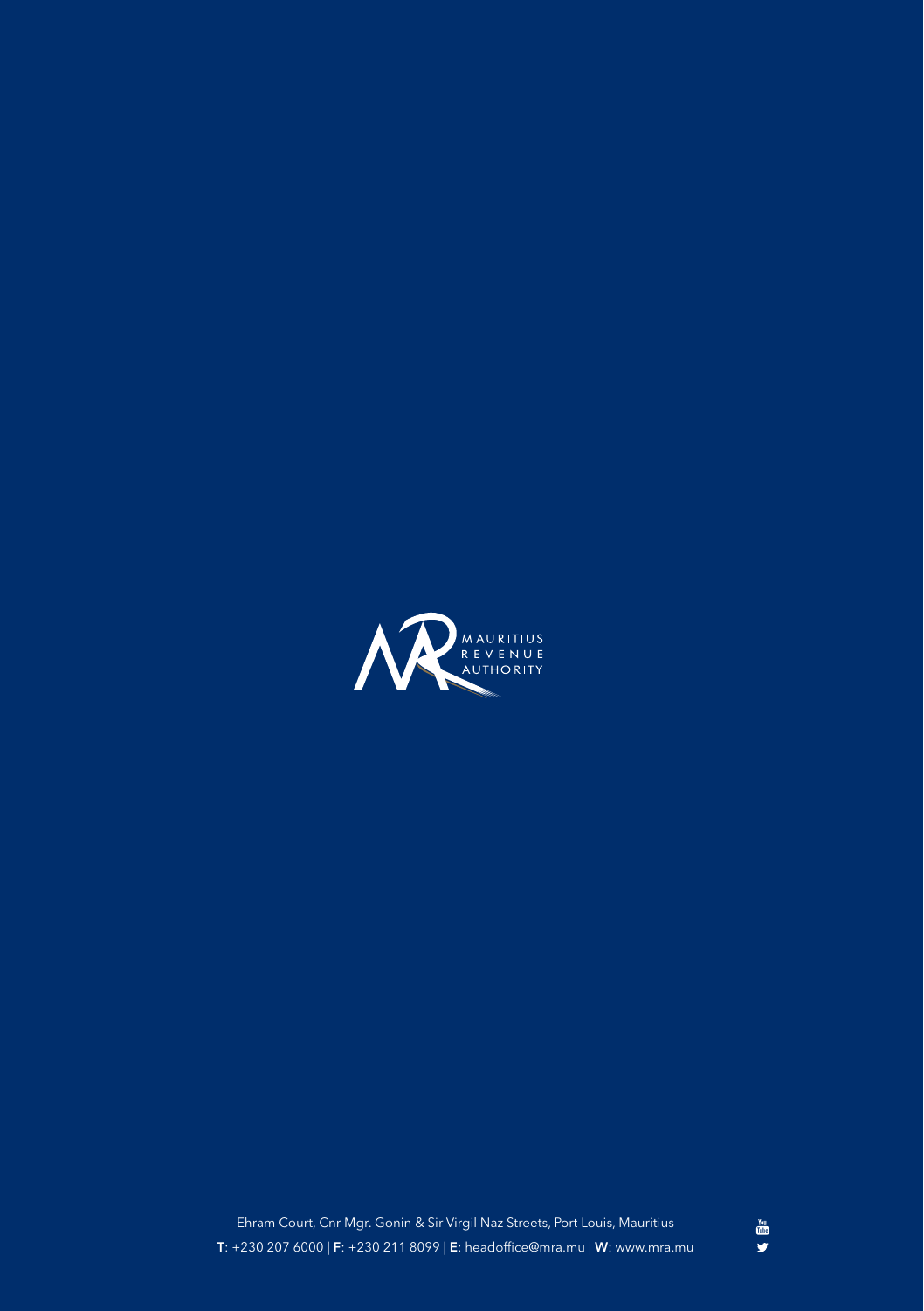MAURITIUS
REVENUE
AUTHORITY

Ehram Court, Cnr Mgr. Gonin & Sir Virgil Naz Streets, Port Louis, Mauritius

**T**: +230 207 6000 | **F**: +230 211 8099 | **E**: headoffice@mra.mu | **W**: www.mra.mu